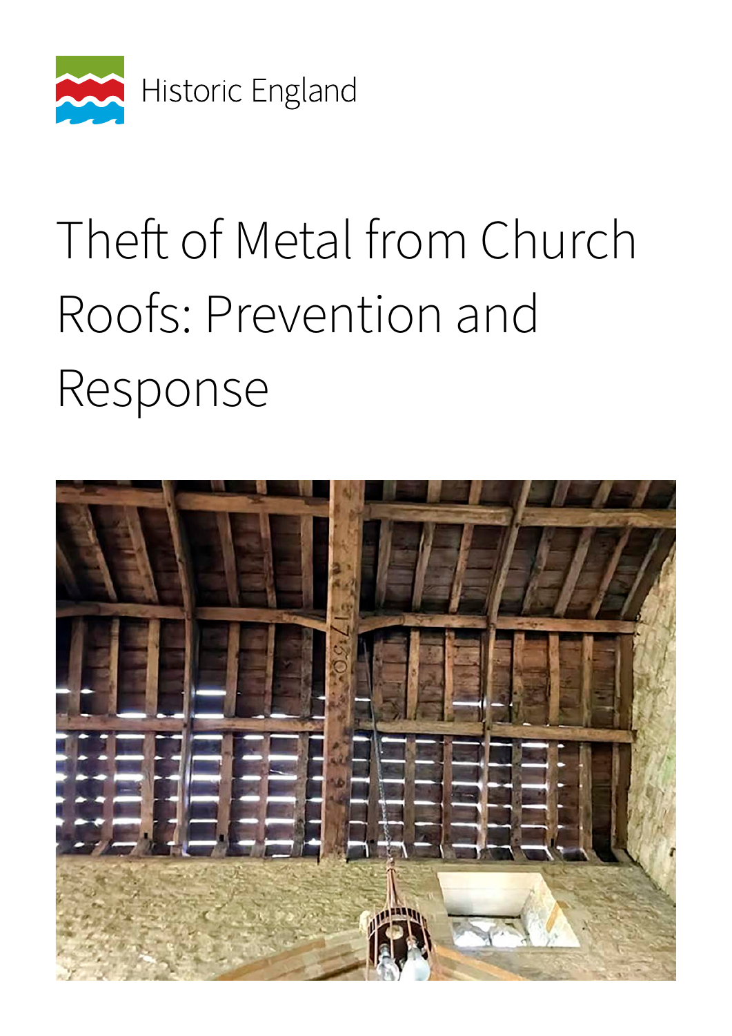Historic England

# Theft of Metal from Church Roofs: Prevention and Response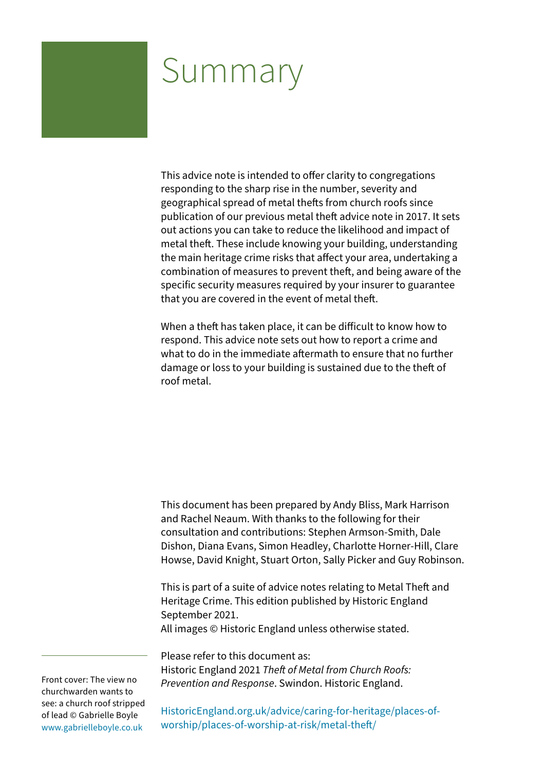# Summary

This advice note is intended to offer clarity to congregations responding to the sharp rise in the number, severity and geographical spread of metal thefts from church roofs since publication of our previous metal theft advice note in 2017. It sets out actions you can take to reduce the likelihood and impact of metal theft. These include knowing your building, understanding the main heritage crime risks that affect your area, undertaking a combination of measures to prevent theft, and being aware of the specific security measures required by your insurer to guarantee that you are covered in the event of metal theft.

When a theft has taken place, it can be difficult to know how to respond. This advice note sets out how to report a crime and what to do in the immediate aftermath to ensure that no further damage or loss to your building is sustained due to the theft of roof metal.

This document has been prepared by Andy Bliss, Mark Harrison and Rachel Neaum. With thanks to the following for their consultation and contributions: Stephen Armson-Smith, Dale Dishon, Diana Evans, Simon Headley, Charlotte Horner-Hill, Clare Howse, David Knight, Stuart Orton, Sally Picker and Guy Robinson.

This is part of a suite of advice notes relating to Metal Theft and Heritage Crime. This edition published by Historic England September 2021.
All images © Historic England unless otherwise stated.

Please refer to this document as:
Historic England 2021 *Theft of Metal from Church Roofs: Prevention and Response*. Swindon. Historic England.

HistoricEngland.org.uk/advice/caring-for-heritage/places-of-worship/places-of-worship-at-risk/metal-theft/

Front cover: The view no churchwarden wants to see: a church roof stripped of lead © Gabrielle Boyle www.gabrielleboyle.co.uk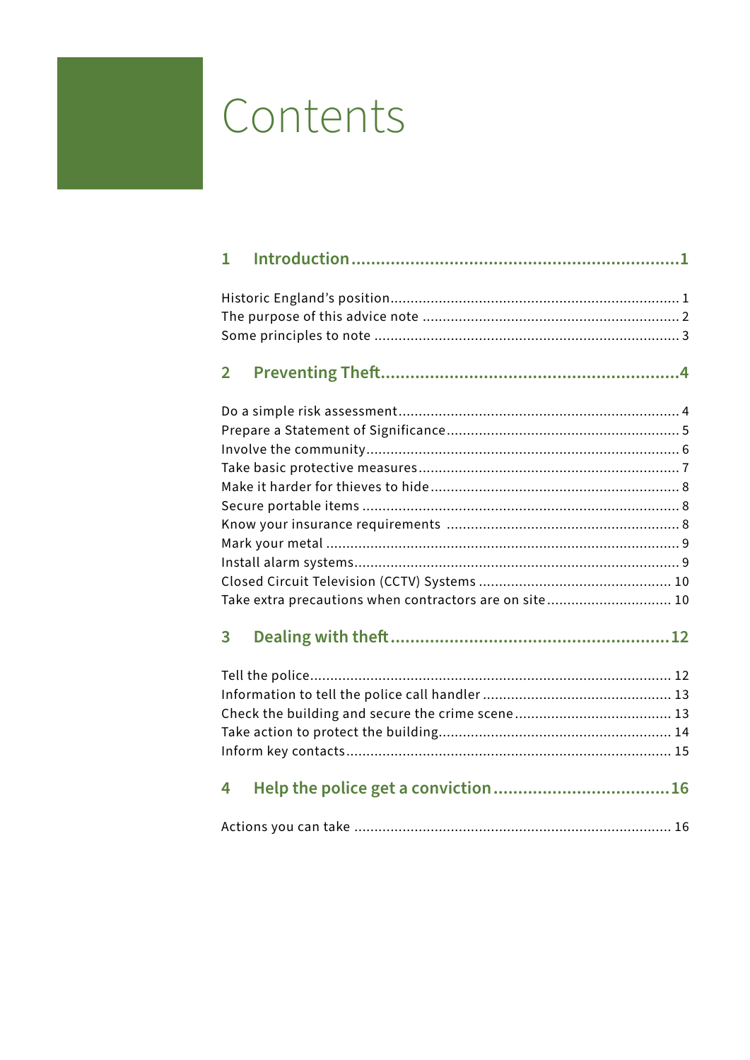# Contents

**1 Introduction ........................................................................ 1**

Historic England's position ........................................................................ 1
The purpose of this advice note ........................................................................ 2
Some principles to note ........................................................................ 3

**2 Preventing Theft ........................................................................ 4**

Do a simple risk assessment ........................................................................ 4
Prepare a Statement of Significance ........................................................................ 5
Involve the community ........................................................................ 6
Take basic protective measures ........................................................................ 7
Make it harder for thieves to hide ........................................................................ 8
Secure portable items ........................................................................ 8
Know your insurance requirements ........................................................................ 8
Mark your metal ........................................................................ 9
Install alarm systems ........................................................................ 9
Closed Circuit Television (CCTV) Systems ........................................................................ 10
Take extra precautions when contractors are on site ........................................................................ 10

**3 Dealing with theft ........................................................................ 12**

Tell the police ........................................................................ 12
Information to tell the police call handler ........................................................................ 13
Check the building and secure the crime scene ........................................................................ 13
Take action to protect the building ........................................................................ 14
Inform key contacts ........................................................................ 15

**4 Help the police get a conviction ........................................................................ 16**

Actions you can take ........................................................................ 16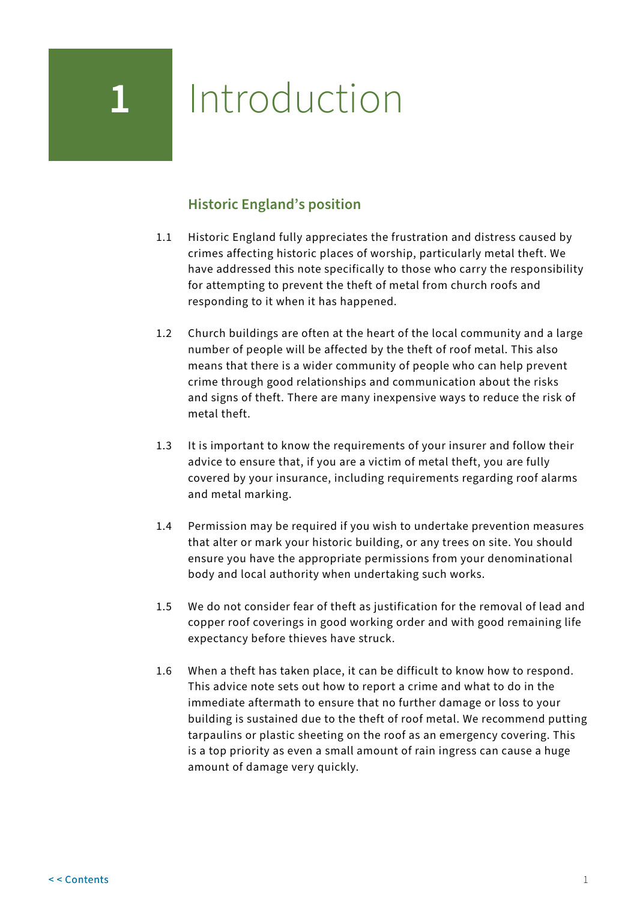# 1 Introduction

## Historic England's position

1.1 Historic England fully appreciates the frustration and distress caused by crimes affecting historic places of worship, particularly metal theft. We have addressed this note specifically to those who carry the responsibility for attempting to prevent the theft of metal from church roofs and responding to it when it has happened.

1.2 Church buildings are often at the heart of the local community and a large number of people will be affected by the theft of roof metal. This also means that there is a wider community of people who can help prevent crime through good relationships and communication about the risks and signs of theft. There are many inexpensive ways to reduce the risk of metal theft.

1.3 It is important to know the requirements of your insurer and follow their advice to ensure that, if you are a victim of metal theft, you are fully covered by your insurance, including requirements regarding roof alarms and metal marking.

1.4 Permission may be required if you wish to undertake prevention measures that alter or mark your historic building, or any trees on site. You should ensure you have the appropriate permissions from your denominational body and local authority when undertaking such works.

1.5 We do not consider fear of theft as justification for the removal of lead and copper roof coverings in good working order and with good remaining life expectancy before thieves have struck.

1.6 When a theft has taken place, it can be difficult to know how to respond. This advice note sets out how to report a crime and what to do in the immediate aftermath to ensure that no further damage or loss to your building is sustained due to the theft of roof metal. We recommend putting tarpaulins or plastic sheeting on the roof as an emergency covering. This is a top priority as even a small amount of rain ingress can cause a huge amount of damage very quickly.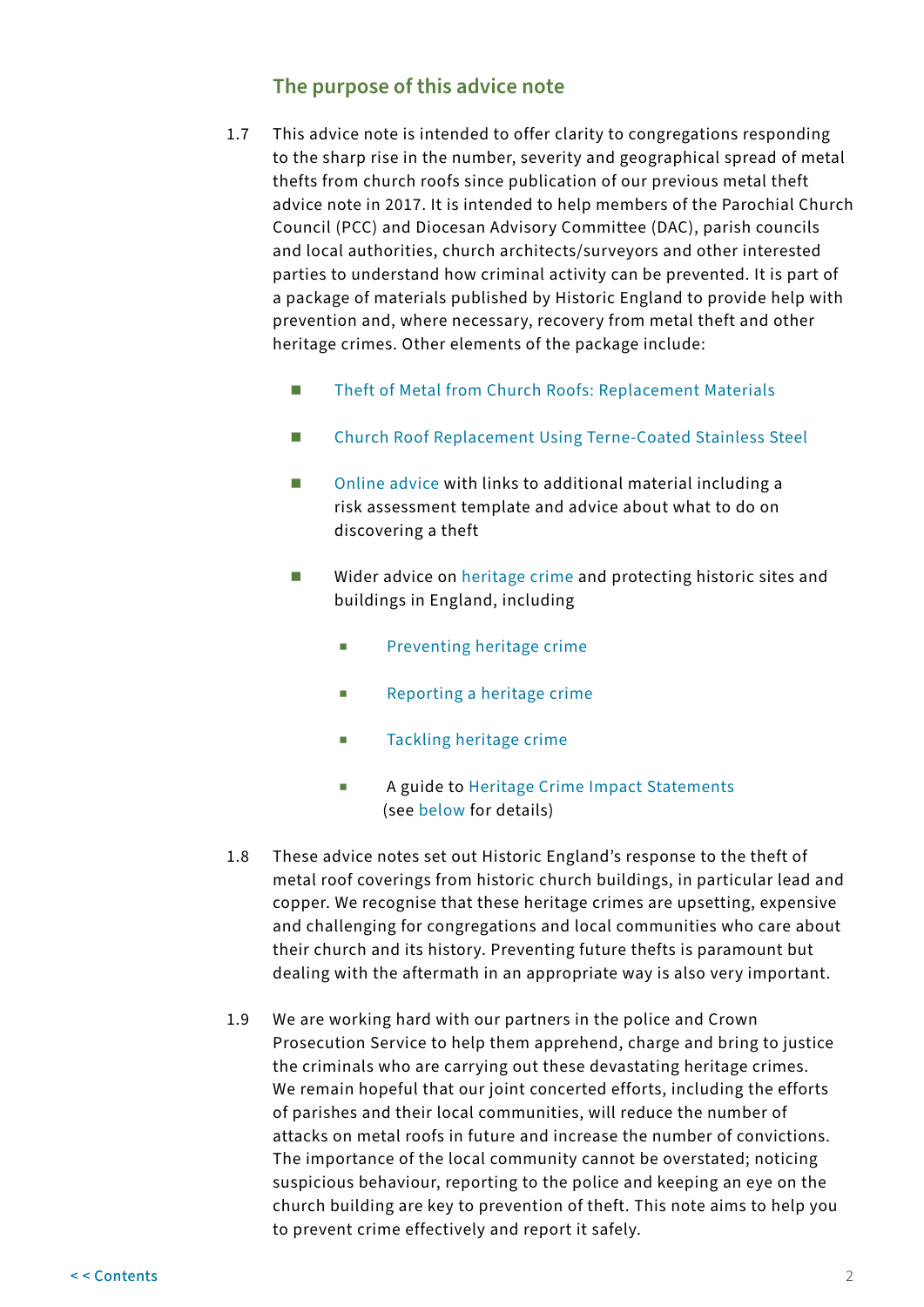## The purpose of this advice note

1.7 This advice note is intended to offer clarity to congregations responding to the sharp rise in the number, severity and geographical spread of metal thefts from church roofs since publication of our previous metal theft advice note in 2017. It is intended to help members of the Parochial Church Council (PCC) and Diocesan Advisory Committee (DAC), parish councils and local authorities, church architects/surveyors and other interested parties to understand how criminal activity can be prevented. It is part of a package of materials published by Historic England to provide help with prevention and, where necessary, recovery from metal theft and other heritage crimes. Other elements of the package include:

- Theft of Metal from Church Roofs: Replacement Materials
- Church Roof Replacement Using Terne-Coated Stainless Steel
- Online advice with links to additional material including a risk assessment template and advice about what to do on discovering a theft
- Wider advice on heritage crime and protecting historic sites and buildings in England, including
  - Preventing heritage crime
  - Reporting a heritage crime
  - Tackling heritage crime
  - A guide to Heritage Crime Impact Statements (see below for details)

1.8 These advice notes set out Historic England's response to the theft of metal roof coverings from historic church buildings, in particular lead and copper. We recognise that these heritage crimes are upsetting, expensive and challenging for congregations and local communities who care about their church and its history. Preventing future thefts is paramount but dealing with the aftermath in an appropriate way is also very important.

1.9 We are working hard with our partners in the police and Crown Prosecution Service to help them apprehend, charge and bring to justice the criminals who are carrying out these devastating heritage crimes. We remain hopeful that our joint concerted efforts, including the efforts of parishes and their local communities, will reduce the number of attacks on metal roofs in future and increase the number of convictions. The importance of the local community cannot be overstated; noticing suspicious behaviour, reporting to the police and keeping an eye on the church building are key to prevention of theft. This note aims to help you to prevent crime effectively and report it safely.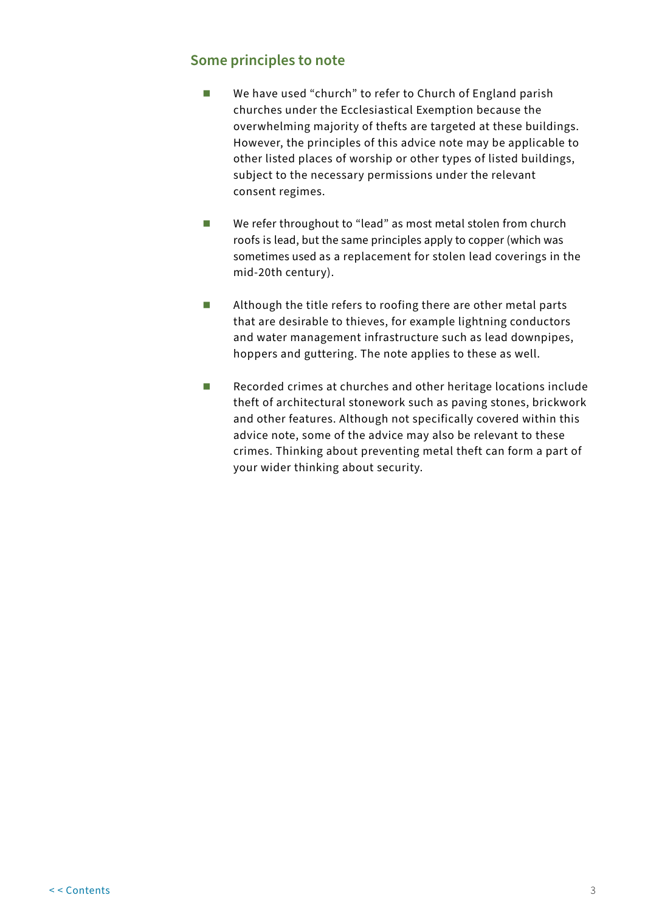## Some principles to note

- We have used "church" to refer to Church of England parish churches under the Ecclesiastical Exemption because the overwhelming majority of thefts are targeted at these buildings. However, the principles of this advice note may be applicable to other listed places of worship or other types of listed buildings, subject to the necessary permissions under the relevant consent regimes.

- We refer throughout to "lead" as most metal stolen from church roofs is lead, but the same principles apply to copper (which was sometimes used as a replacement for stolen lead coverings in the mid-20th century).

- Although the title refers to roofing there are other metal parts that are desirable to thieves, for example lightning conductors and water management infrastructure such as lead downpipes, hoppers and guttering. The note applies to these as well.

- Recorded crimes at churches and other heritage locations include theft of architectural stonework such as paving stones, brickwork and other features. Although not specifically covered within this advice note, some of the advice may also be relevant to these crimes. Thinking about preventing metal theft can form a part of your wider thinking about security.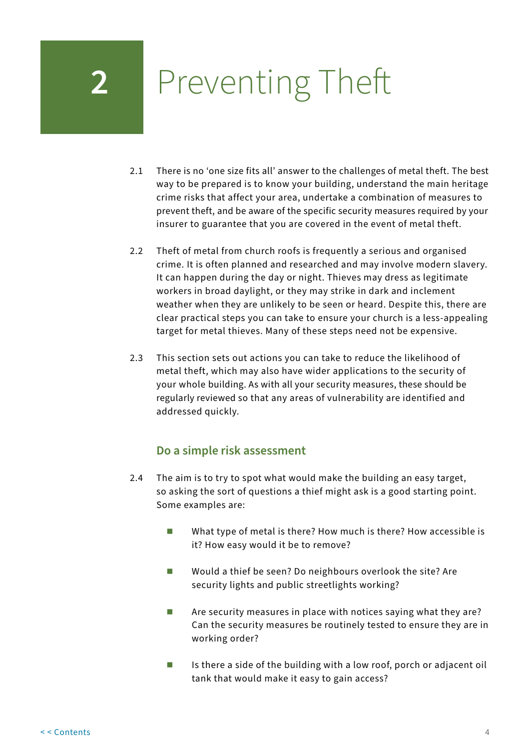# 2 Preventing Theft

2.1 There is no 'one size fits all' answer to the challenges of metal theft. The best way to be prepared is to know your building, understand the main heritage crime risks that affect your area, undertake a combination of measures to prevent theft, and be aware of the specific security measures required by your insurer to guarantee that you are covered in the event of metal theft.

2.2 Theft of metal from church roofs is frequently a serious and organised crime. It is often planned and researched and may involve modern slavery. It can happen during the day or night. Thieves may dress as legitimate workers in broad daylight, or they may strike in dark and inclement weather when they are unlikely to be seen or heard. Despite this, there are clear practical steps you can take to ensure your church is a less-appealing target for metal thieves. Many of these steps need not be expensive.

2.3 This section sets out actions you can take to reduce the likelihood of metal theft, which may also have wider applications to the security of your whole building. As with all your security measures, these should be regularly reviewed so that any areas of vulnerability are identified and addressed quickly.

## Do a simple risk assessment

2.4 The aim is to try to spot what would make the building an easy target, so asking the sort of questions a thief might ask is a good starting point. Some examples are:

- What type of metal is there? How much is there? How accessible is it? How easy would it be to remove?
- Would a thief be seen? Do neighbours overlook the site? Are security lights and public streetlights working?
- Are security measures in place with notices saying what they are? Can the security measures be routinely tested to ensure they are in working order?
- Is there a side of the building with a low roof, porch or adjacent oil tank that would make it easy to gain access?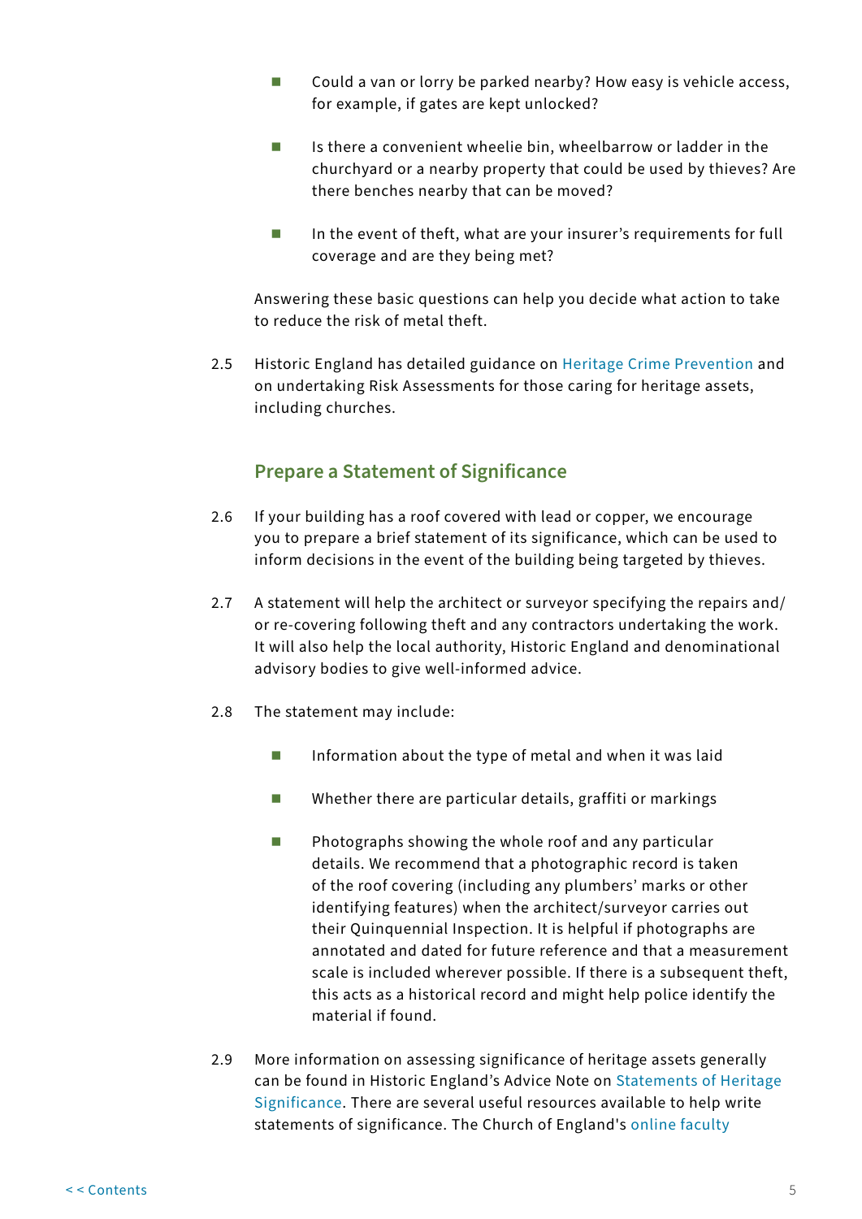- Could a van or lorry be parked nearby? How easy is vehicle access, for example, if gates are kept unlocked?
- Is there a convenient wheelie bin, wheelbarrow or ladder in the churchyard or a nearby property that could be used by thieves? Are there benches nearby that can be moved?
- In the event of theft, what are your insurer's requirements for full coverage and are they being met?

Answering these basic questions can help you decide what action to take to reduce the risk of metal theft.

2.5 Historic England has detailed guidance on Heritage Crime Prevention and on undertaking Risk Assessments for those caring for heritage assets, including churches.

## Prepare a Statement of Significance

2.6 If your building has a roof covered with lead or copper, we encourage you to prepare a brief statement of its significance, which can be used to inform decisions in the event of the building being targeted by thieves.

2.7 A statement will help the architect or surveyor specifying the repairs and/or re-covering following theft and any contractors undertaking the work. It will also help the local authority, Historic England and denominational advisory bodies to give well-informed advice.

2.8 The statement may include:

- Information about the type of metal and when it was laid
- Whether there are particular details, graffiti or markings
- Photographs showing the whole roof and any particular details. We recommend that a photographic record is taken of the roof covering (including any plumbers' marks or other identifying features) when the architect/surveyor carries out their Quinquennial Inspection. It is helpful if photographs are annotated and dated for future reference and that a measurement scale is included wherever possible. If there is a subsequent theft, this acts as a historical record and might help police identify the material if found.

2.9 More information on assessing significance of heritage assets generally can be found in Historic England's Advice Note on Statements of Heritage Significance. There are several useful resources available to help write statements of significance. The Church of England's online faculty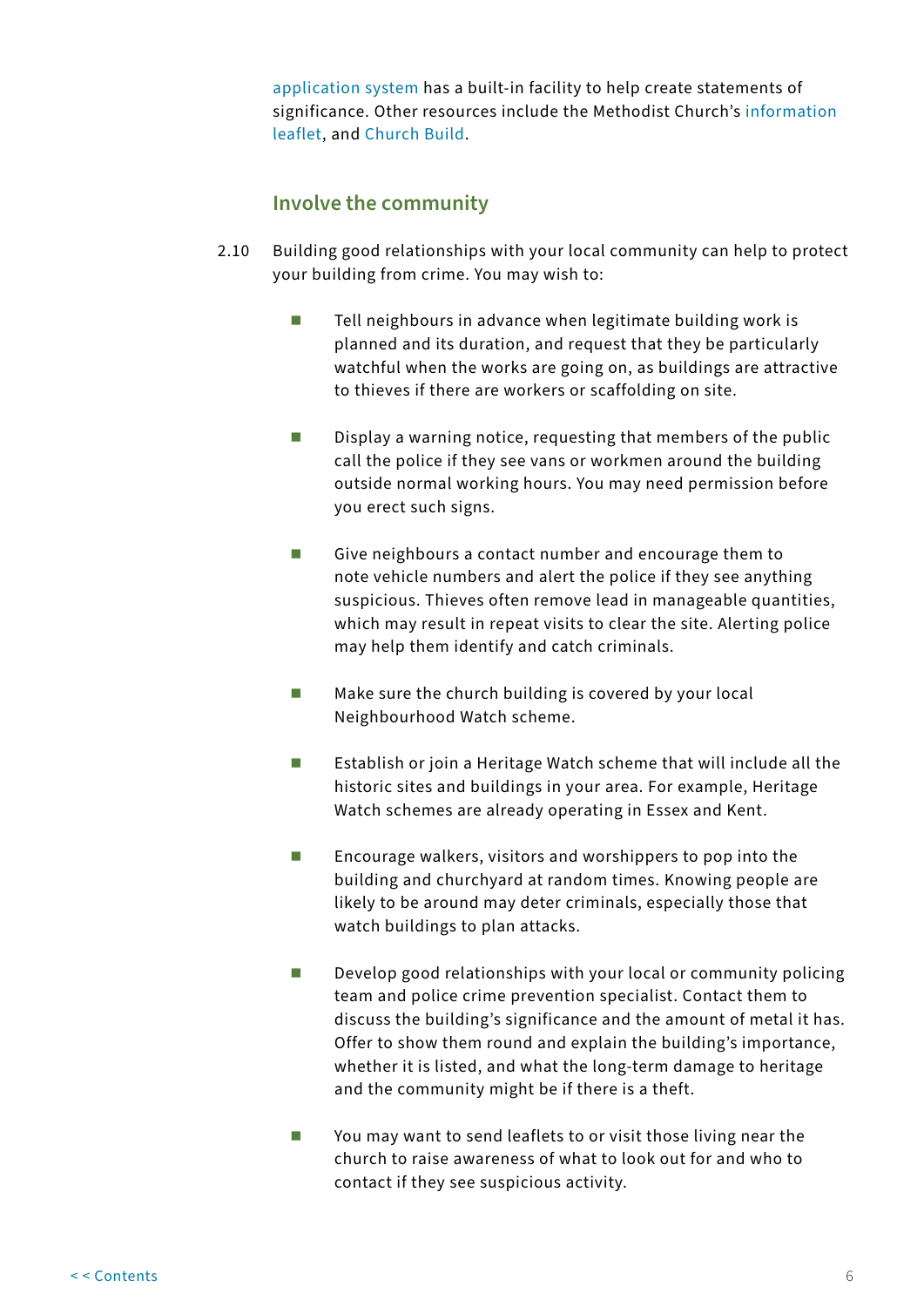application system has a built-in facility to help create statements of significance. Other resources include the Methodist Church's information leaflet, and Church Build.

### Involve the community

2.10 Building good relationships with your local community can help to protect your building from crime. You may wish to:

- Tell neighbours in advance when legitimate building work is planned and its duration, and request that they be particularly watchful when the works are going on, as buildings are attractive to thieves if there are workers or scaffolding on site.
- Display a warning notice, requesting that members of the public call the police if they see vans or workmen around the building outside normal working hours. You may need permission before you erect such signs.
- Give neighbours a contact number and encourage them to note vehicle numbers and alert the police if they see anything suspicious. Thieves often remove lead in manageable quantities, which may result in repeat visits to clear the site. Alerting police may help them identify and catch criminals.
- Make sure the church building is covered by your local Neighbourhood Watch scheme.
- Establish or join a Heritage Watch scheme that will include all the historic sites and buildings in your area. For example, Heritage Watch schemes are already operating in Essex and Kent.
- Encourage walkers, visitors and worshippers to pop into the building and churchyard at random times. Knowing people are likely to be around may deter criminals, especially those that watch buildings to plan attacks.
- Develop good relationships with your local or community policing team and police crime prevention specialist. Contact them to discuss the building's significance and the amount of metal it has. Offer to show them round and explain the building's importance, whether it is listed, and what the long-term damage to heritage and the community might be if there is a theft.
- You may want to send leaflets to or visit those living near the church to raise awareness of what to look out for and who to contact if they see suspicious activity.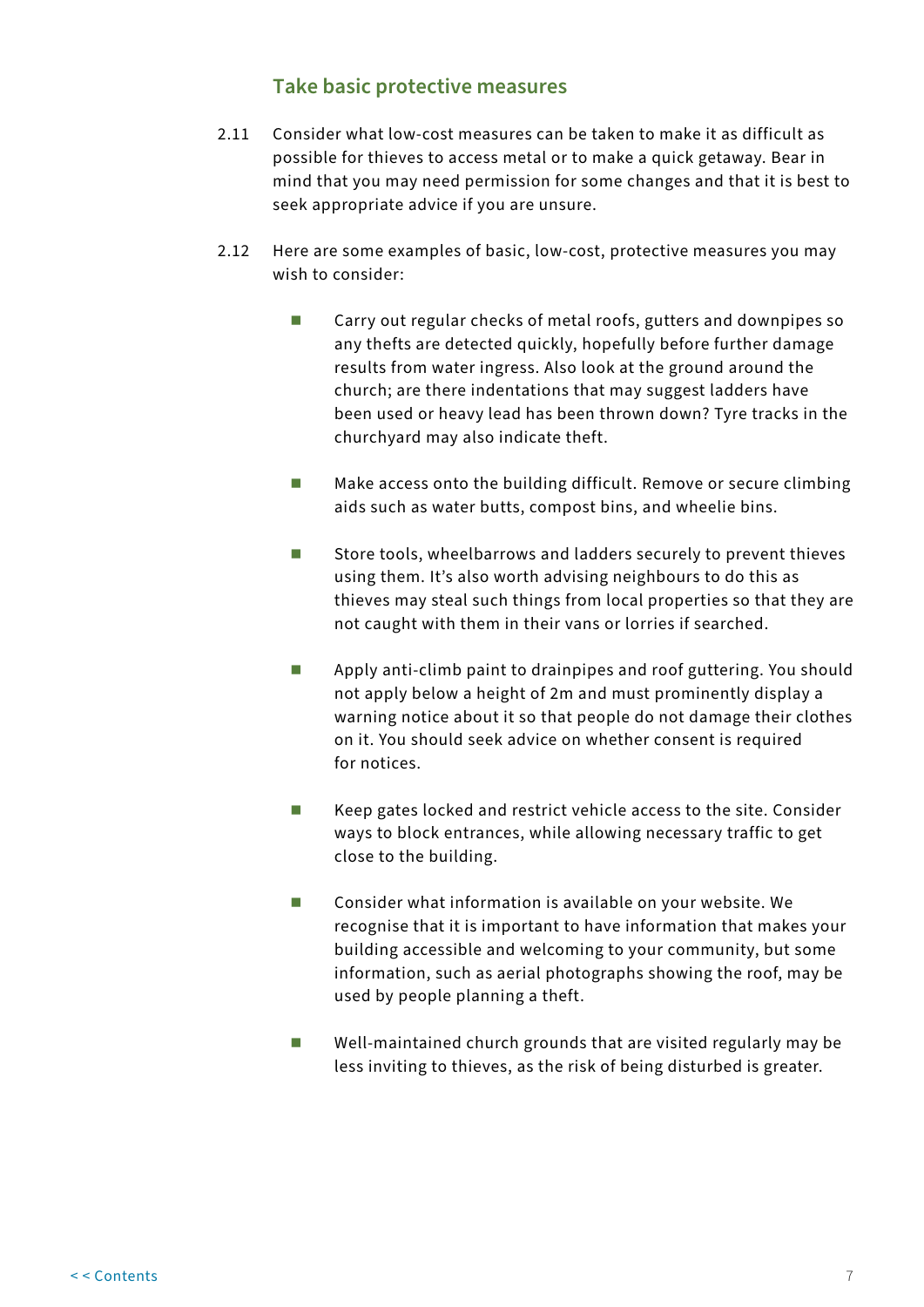### Take basic protective measures

2.11 Consider what low-cost measures can be taken to make it as difficult as possible for thieves to access metal or to make a quick getaway. Bear in mind that you may need permission for some changes and that it is best to seek appropriate advice if you are unsure.

2.12 Here are some examples of basic, low-cost, protective measures you may wish to consider:

- Carry out regular checks of metal roofs, gutters and downpipes so any thefts are detected quickly, hopefully before further damage results from water ingress. Also look at the ground around the church; are there indentations that may suggest ladders have been used or heavy lead has been thrown down? Tyre tracks in the churchyard may also indicate theft.
- Make access onto the building difficult. Remove or secure climbing aids such as water butts, compost bins, and wheelie bins.
- Store tools, wheelbarrows and ladders securely to prevent thieves using them. It's also worth advising neighbours to do this as thieves may steal such things from local properties so that they are not caught with them in their vans or lorries if searched.
- Apply anti-climb paint to drainpipes and roof guttering. You should not apply below a height of 2m and must prominently display a warning notice about it so that people do not damage their clothes on it. You should seek advice on whether consent is required for notices.
- Keep gates locked and restrict vehicle access to the site. Consider ways to block entrances, while allowing necessary traffic to get close to the building.
- Consider what information is available on your website. We recognise that it is important to have information that makes your building accessible and welcoming to your community, but some information, such as aerial photographs showing the roof, may be used by people planning a theft.
- Well-maintained church grounds that are visited regularly may be less inviting to thieves, as the risk of being disturbed is greater.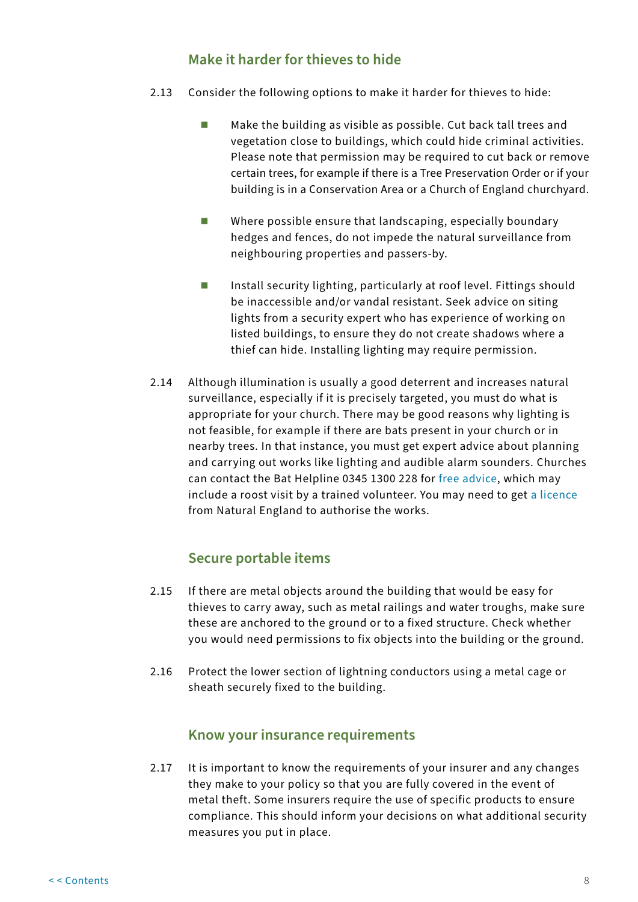### Make it harder for thieves to hide

2.13 Consider the following options to make it harder for thieves to hide:

- Make the building as visible as possible. Cut back tall trees and vegetation close to buildings, which could hide criminal activities. Please note that permission may be required to cut back or remove certain trees, for example if there is a Tree Preservation Order or if your building is in a Conservation Area or a Church of England churchyard.
- Where possible ensure that landscaping, especially boundary hedges and fences, do not impede the natural surveillance from neighbouring properties and passers-by.
- Install security lighting, particularly at roof level. Fittings should be inaccessible and/or vandal resistant. Seek advice on siting lights from a security expert who has experience of working on listed buildings, to ensure they do not create shadows where a thief can hide. Installing lighting may require permission.

2.14 Although illumination is usually a good deterrent and increases natural surveillance, especially if it is precisely targeted, you must do what is appropriate for your church. There may be good reasons why lighting is not feasible, for example if there are bats present in your church or in nearby trees. In that instance, you must get expert advice about planning and carrying out works like lighting and audible alarm sounders. Churches can contact the Bat Helpline 0345 1300 228 for free advice, which may include a roost visit by a trained volunteer. You may need to get a licence from Natural England to authorise the works.

### Secure portable items

2.15 If there are metal objects around the building that would be easy for thieves to carry away, such as metal railings and water troughs, make sure these are anchored to the ground or to a fixed structure. Check whether you would need permissions to fix objects into the building or the ground.

2.16 Protect the lower section of lightning conductors using a metal cage or sheath securely fixed to the building.

### Know your insurance requirements

2.17 It is important to know the requirements of your insurer and any changes they make to your policy so that you are fully covered in the event of metal theft. Some insurers require the use of specific products to ensure compliance. This should inform your decisions on what additional security measures you put in place.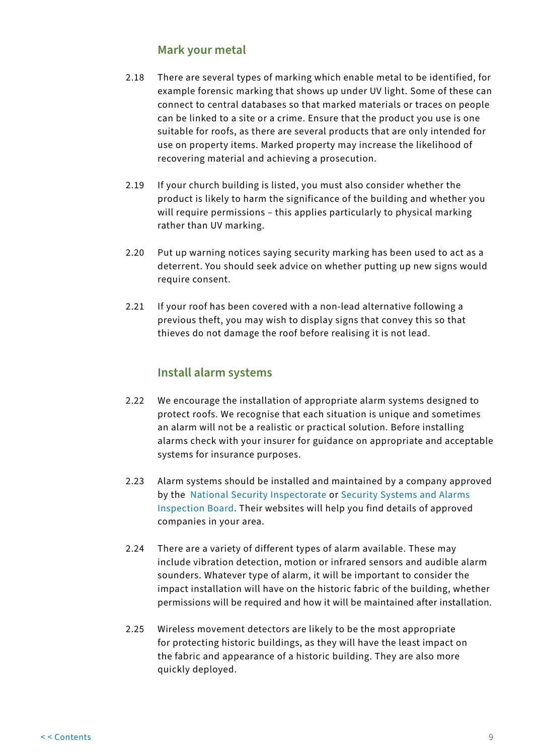## Mark your metal

2.18 There are several types of marking which enable metal to be identified, for example forensic marking that shows up under UV light. Some of these can connect to central databases so that marked materials or traces on people can be linked to a site or a crime. Ensure that the product you use is one suitable for roofs, as there are several products that are only intended for use on property items. Marked property may increase the likelihood of recovering material and achieving a prosecution.

2.19 If your church building is listed, you must also consider whether the product is likely to harm the significance of the building and whether you will require permissions – this applies particularly to physical marking rather than UV marking.

2.20 Put up warning notices saying security marking has been used to act as a deterrent. You should seek advice on whether putting up new signs would require consent.

2.21 If your roof has been covered with a non-lead alternative following a previous theft, you may wish to display signs that convey this so that thieves do not damage the roof before realising it is not lead.

## Install alarm systems

2.22 We encourage the installation of appropriate alarm systems designed to protect roofs. We recognise that each situation is unique and sometimes an alarm will not be a realistic or practical solution. Before installing alarms check with your insurer for guidance on appropriate and acceptable systems for insurance purposes.

2.23 Alarm systems should be installed and maintained by a company approved by the National Security Inspectorate or Security Systems and Alarms Inspection Board. Their websites will help you find details of approved companies in your area.

2.24 There are a variety of different types of alarm available. These may include vibration detection, motion or infrared sensors and audible alarm sounders. Whatever type of alarm, it will be important to consider the impact installation will have on the historic fabric of the building, whether permissions will be required and how it will be maintained after installation.

2.25 Wireless movement detectors are likely to be the most appropriate for protecting historic buildings, as they will have the least impact on the fabric and appearance of a historic building. They are also more quickly deployed.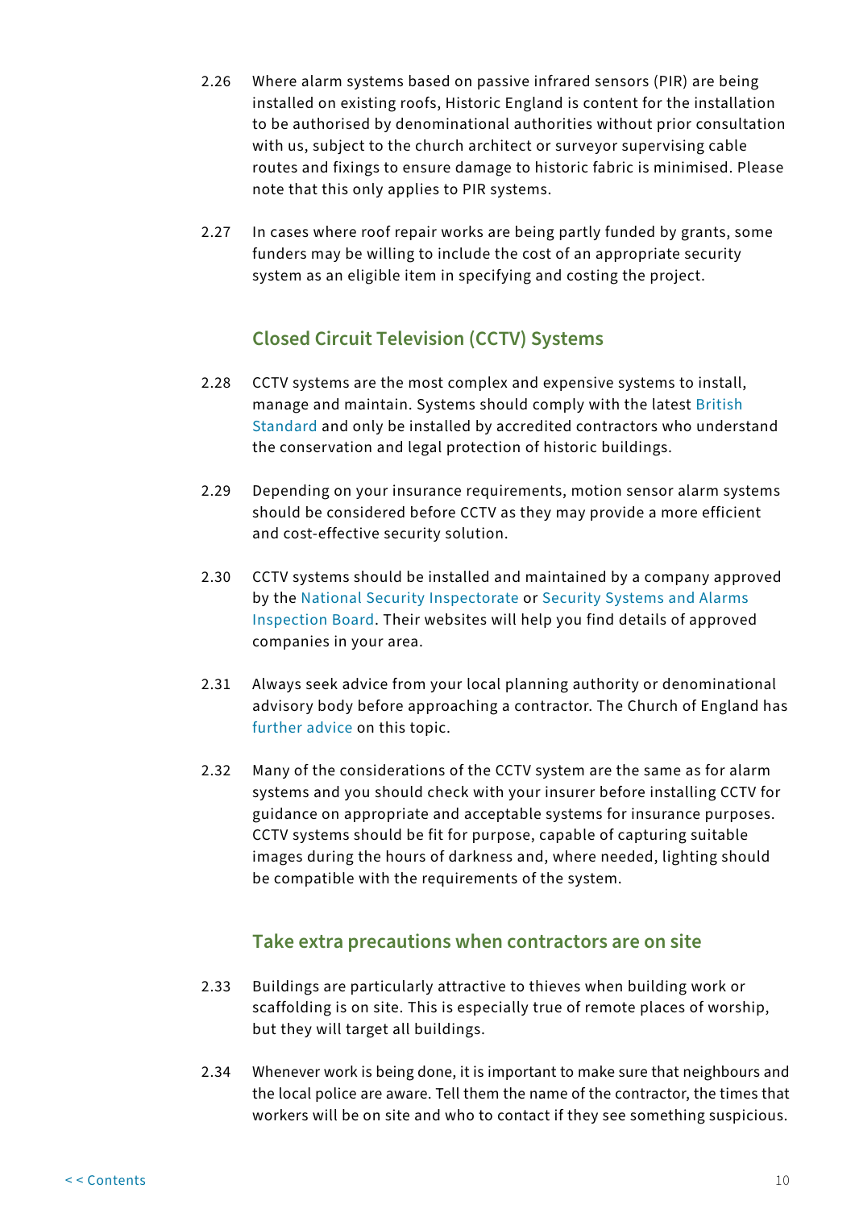2.26 Where alarm systems based on passive infrared sensors (PIR) are being installed on existing roofs, Historic England is content for the installation to be authorised by denominational authorities without prior consultation with us, subject to the church architect or surveyor supervising cable routes and fixings to ensure damage to historic fabric is minimised. Please note that this only applies to PIR systems.

2.27 In cases where roof repair works are being partly funded by grants, some funders may be willing to include the cost of an appropriate security system as an eligible item in specifying and costing the project.

### Closed Circuit Television (CCTV) Systems

2.28 CCTV systems are the most complex and expensive systems to install, manage and maintain. Systems should comply with the latest British Standard and only be installed by accredited contractors who understand the conservation and legal protection of historic buildings.

2.29 Depending on your insurance requirements, motion sensor alarm systems should be considered before CCTV as they may provide a more efficient and cost-effective security solution.

2.30 CCTV systems should be installed and maintained by a company approved by the National Security Inspectorate or Security Systems and Alarms Inspection Board. Their websites will help you find details of approved companies in your area.

2.31 Always seek advice from your local planning authority or denominational advisory body before approaching a contractor. The Church of England has further advice on this topic.

2.32 Many of the considerations of the CCTV system are the same as for alarm systems and you should check with your insurer before installing CCTV for guidance on appropriate and acceptable systems for insurance purposes. CCTV systems should be fit for purpose, capable of capturing suitable images during the hours of darkness and, where needed, lighting should be compatible with the requirements of the system.

### Take extra precautions when contractors are on site

2.33 Buildings are particularly attractive to thieves when building work or scaffolding is on site. This is especially true of remote places of worship, but they will target all buildings.

2.34 Whenever work is being done, it is important to make sure that neighbours and the local police are aware. Tell them the name of the contractor, the times that workers will be on site and who to contact if they see something suspicious.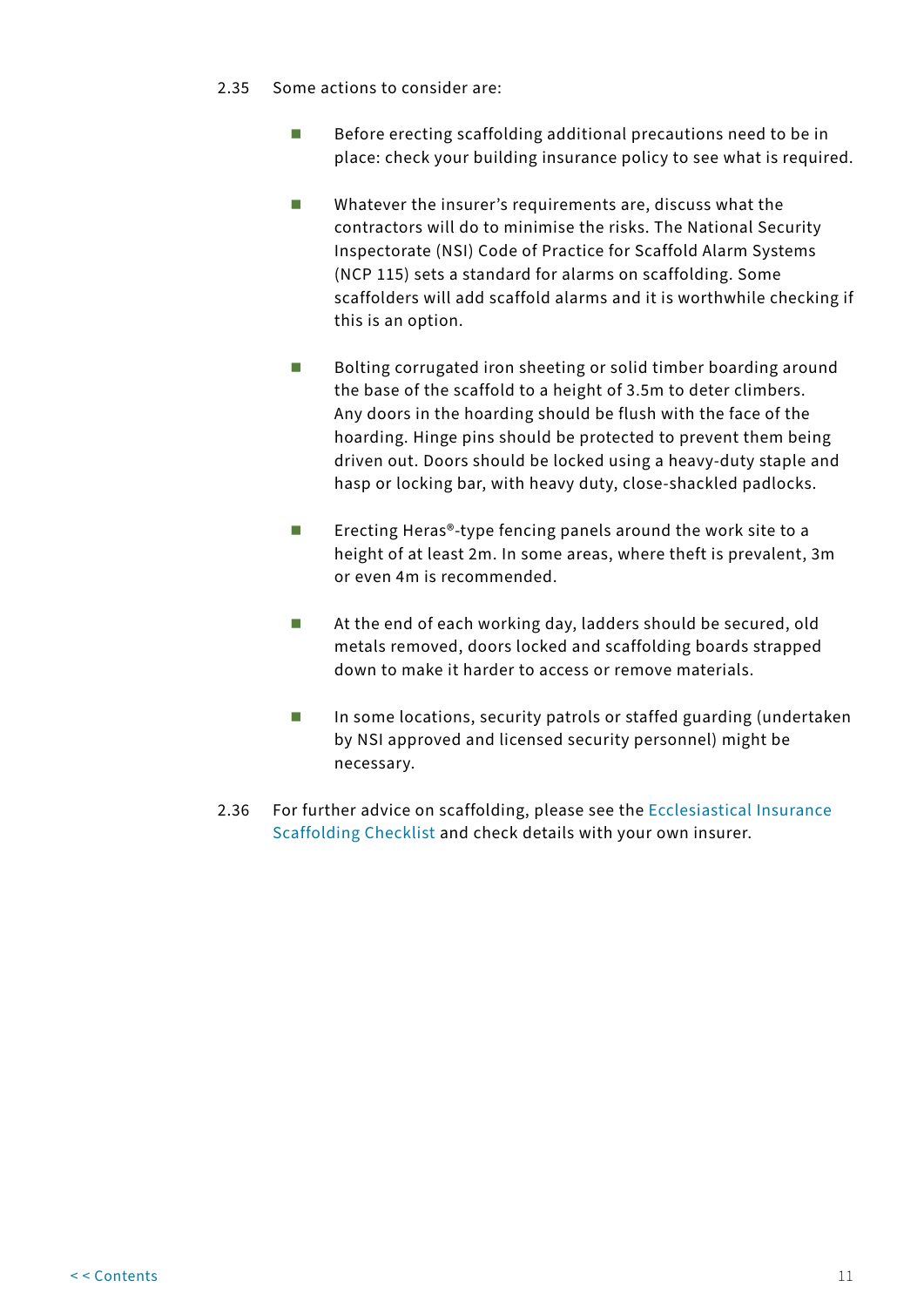2.35 Some actions to consider are:

- Before erecting scaffolding additional precautions need to be in place: check your building insurance policy to see what is required.

- Whatever the insurer's requirements are, discuss what the contractors will do to minimise the risks. The National Security Inspectorate (NSI) Code of Practice for Scaffold Alarm Systems (NCP 115) sets a standard for alarms on scaffolding. Some scaffolders will add scaffold alarms and it is worthwhile checking if this is an option.

- Bolting corrugated iron sheeting or solid timber boarding around the base of the scaffold to a height of 3.5m to deter climbers. Any doors in the hoarding should be flush with the face of the hoarding. Hinge pins should be protected to prevent them being driven out. Doors should be locked using a heavy-duty staple and hasp or locking bar, with heavy duty, close-shackled padlocks.

- Erecting Heras®-type fencing panels around the work site to a height of at least 2m. In some areas, where theft is prevalent, 3m or even 4m is recommended.

- At the end of each working day, ladders should be secured, old metals removed, doors locked and scaffolding boards strapped down to make it harder to access or remove materials.

- In some locations, security patrols or staffed guarding (undertaken by NSI approved and licensed security personnel) might be necessary.

2.36 For further advice on scaffolding, please see the Ecclesiastical Insurance Scaffolding Checklist and check details with your own insurer.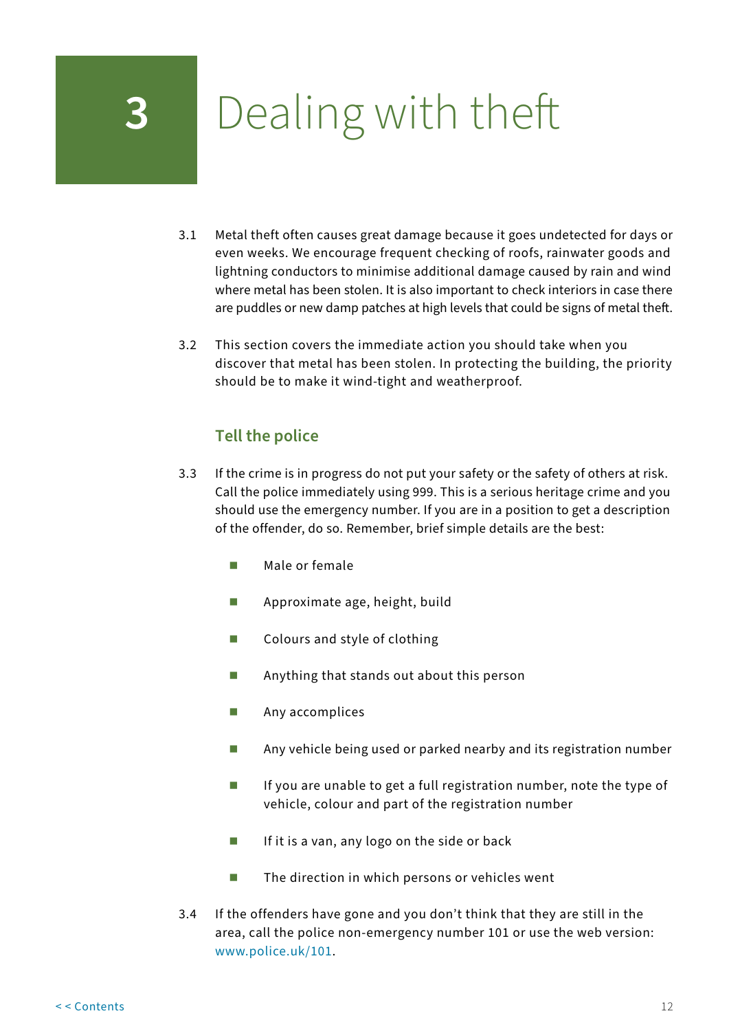# 3 Dealing with theft

3.1 Metal theft often causes great damage because it goes undetected for days or even weeks. We encourage frequent checking of roofs, rainwater goods and lightning conductors to minimise additional damage caused by rain and wind where metal has been stolen. It is also important to check interiors in case there are puddles or new damp patches at high levels that could be signs of metal theft.

3.2 This section covers the immediate action you should take when you discover that metal has been stolen. In protecting the building, the priority should be to make it wind-tight and weatherproof.

## Tell the police

3.3 If the crime is in progress do not put your safety or the safety of others at risk. Call the police immediately using 999. This is a serious heritage crime and you should use the emergency number. If you are in a position to get a description of the offender, do so. Remember, brief simple details are the best:

- Male or female
- Approximate age, height, build
- Colours and style of clothing
- Anything that stands out about this person
- Any accomplices
- Any vehicle being used or parked nearby and its registration number
- If you are unable to get a full registration number, note the type of vehicle, colour and part of the registration number
- If it is a van, any logo on the side or back
- The direction in which persons or vehicles went

3.4 If the offenders have gone and you don't think that they are still in the area, call the police non-emergency number 101 or use the web version: www.police.uk/101.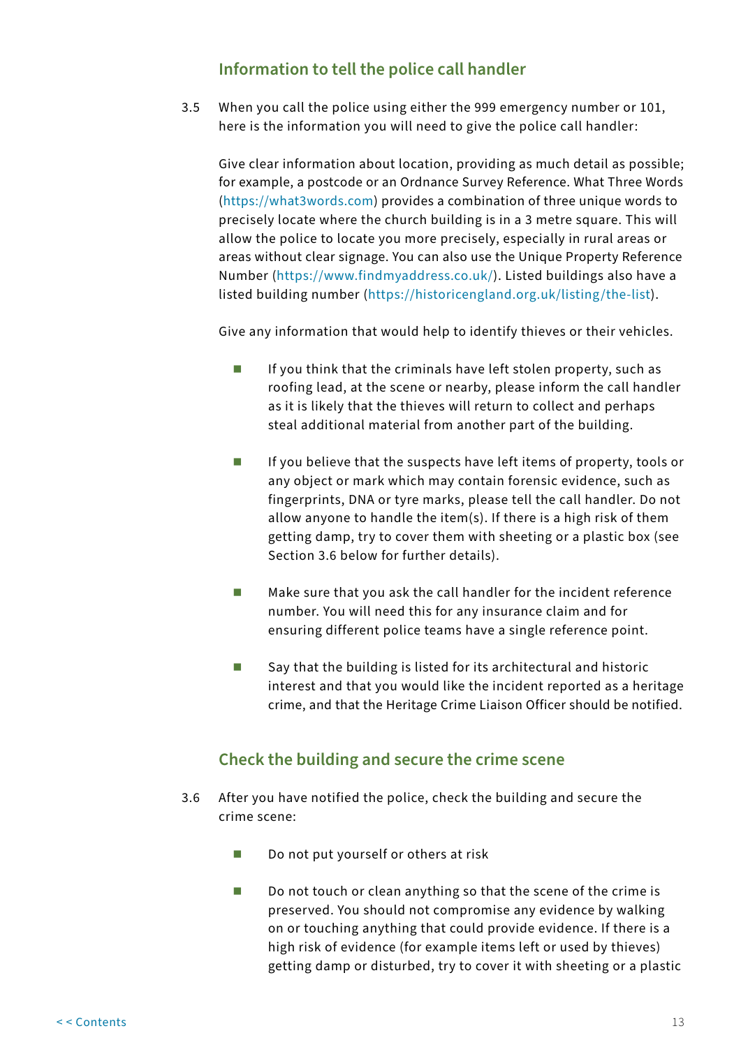## Information to tell the police call handler

3.5 When you call the police using either the 999 emergency number or 101, here is the information you will need to give the police call handler:

Give clear information about location, providing as much detail as possible; for example, a postcode or an Ordnance Survey Reference. What Three Words (https://what3words.com) provides a combination of three unique words to precisely locate where the church building is in a 3 metre square. This will allow the police to locate you more precisely, especially in rural areas or areas without clear signage. You can also use the Unique Property Reference Number (https://www.findmyaddress.co.uk/). Listed buildings also have a listed building number (https://historicengland.org.uk/listing/the-list).

Give any information that would help to identify thieves or their vehicles.

- If you think that the criminals have left stolen property, such as roofing lead, at the scene or nearby, please inform the call handler as it is likely that the thieves will return to collect and perhaps steal additional material from another part of the building.
- If you believe that the suspects have left items of property, tools or any object or mark which may contain forensic evidence, such as fingerprints, DNA or tyre marks, please tell the call handler. Do not allow anyone to handle the item(s). If there is a high risk of them getting damp, try to cover them with sheeting or a plastic box (see Section 3.6 below for further details).
- Make sure that you ask the call handler for the incident reference number. You will need this for any insurance claim and for ensuring different police teams have a single reference point.
- Say that the building is listed for its architectural and historic interest and that you would like the incident reported as a heritage crime, and that the Heritage Crime Liaison Officer should be notified.

## Check the building and secure the crime scene

3.6 After you have notified the police, check the building and secure the crime scene:

- Do not put yourself or others at risk
- Do not touch or clean anything so that the scene of the crime is preserved. You should not compromise any evidence by walking on or touching anything that could provide evidence. If there is a high risk of evidence (for example items left or used by thieves) getting damp or disturbed, try to cover it with sheeting or a plastic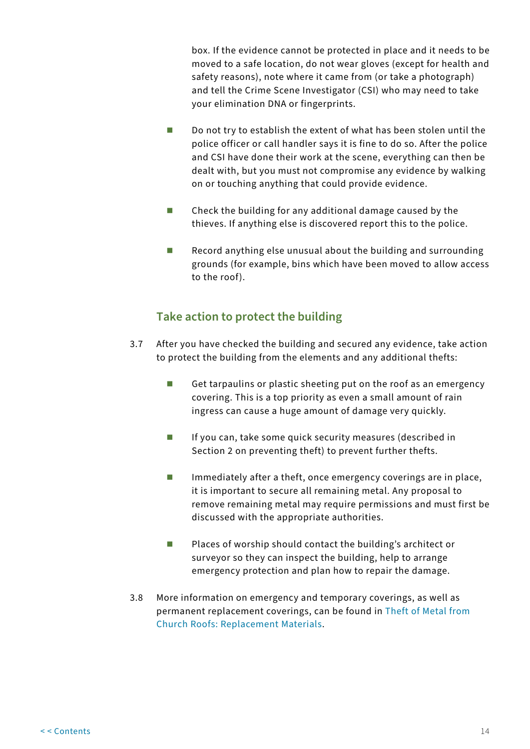box. If the evidence cannot be protected in place and it needs to be moved to a safe location, do not wear gloves (except for health and safety reasons), note where it came from (or take a photograph) and tell the Crime Scene Investigator (CSI) who may need to take your elimination DNA or fingerprints.

- Do not try to establish the extent of what has been stolen until the police officer or call handler says it is fine to do so. After the police and CSI have done their work at the scene, everything can then be dealt with, but you must not compromise any evidence by walking on or touching anything that could provide evidence.

- Check the building for any additional damage caused by the thieves. If anything else is discovered report this to the police.

- Record anything else unusual about the building and surrounding grounds (for example, bins which have been moved to allow access to the roof).

## Take action to protect the building

3.7 After you have checked the building and secured any evidence, take action to protect the building from the elements and any additional thefts:

- Get tarpaulins or plastic sheeting put on the roof as an emergency covering. This is a top priority as even a small amount of rain ingress can cause a huge amount of damage very quickly.

- If you can, take some quick security measures (described in Section 2 on preventing theft) to prevent further thefts.

- Immediately after a theft, once emergency coverings are in place, it is important to secure all remaining metal. Any proposal to remove remaining metal may require permissions and must first be discussed with the appropriate authorities.

- Places of worship should contact the building's architect or surveyor so they can inspect the building, help to arrange emergency protection and plan how to repair the damage.

3.8 More information on emergency and temporary coverings, as well as permanent replacement coverings, can be found in Theft of Metal from Church Roofs: Replacement Materials.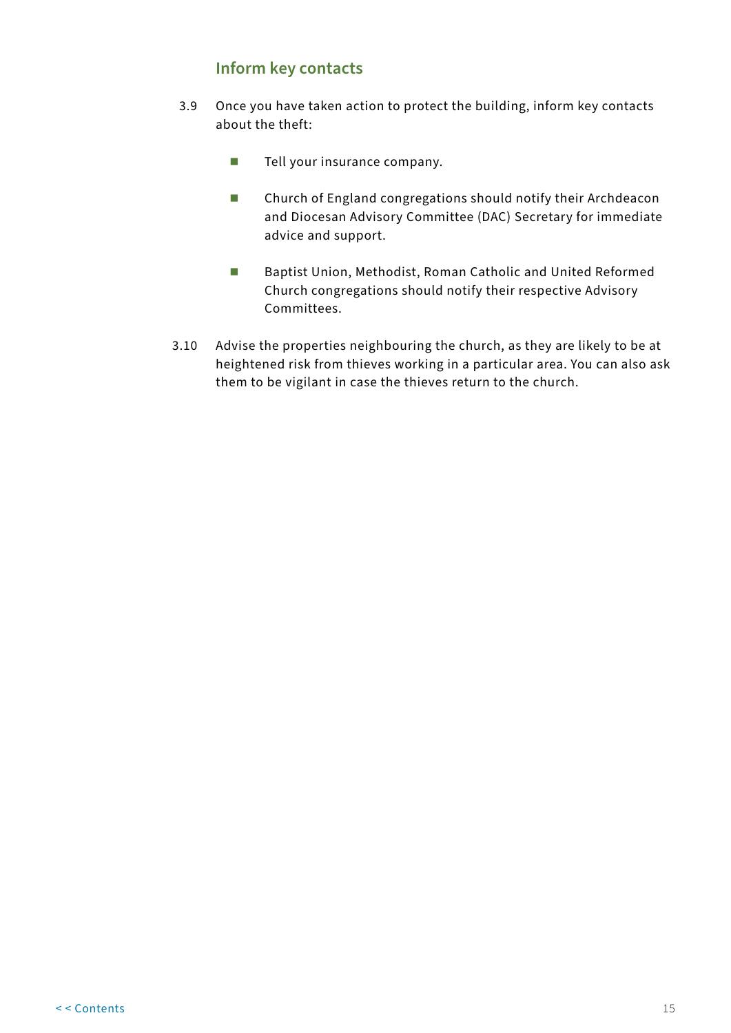## Inform key contacts

3.9 Once you have taken action to protect the building, inform key contacts about the theft:

- Tell your insurance company.
- Church of England congregations should notify their Archdeacon and Diocesan Advisory Committee (DAC) Secretary for immediate advice and support.
- Baptist Union, Methodist, Roman Catholic and United Reformed Church congregations should notify their respective Advisory Committees.

3.10 Advise the properties neighbouring the church, as they are likely to be at heightened risk from thieves working in a particular area. You can also ask them to be vigilant in case the thieves return to the church.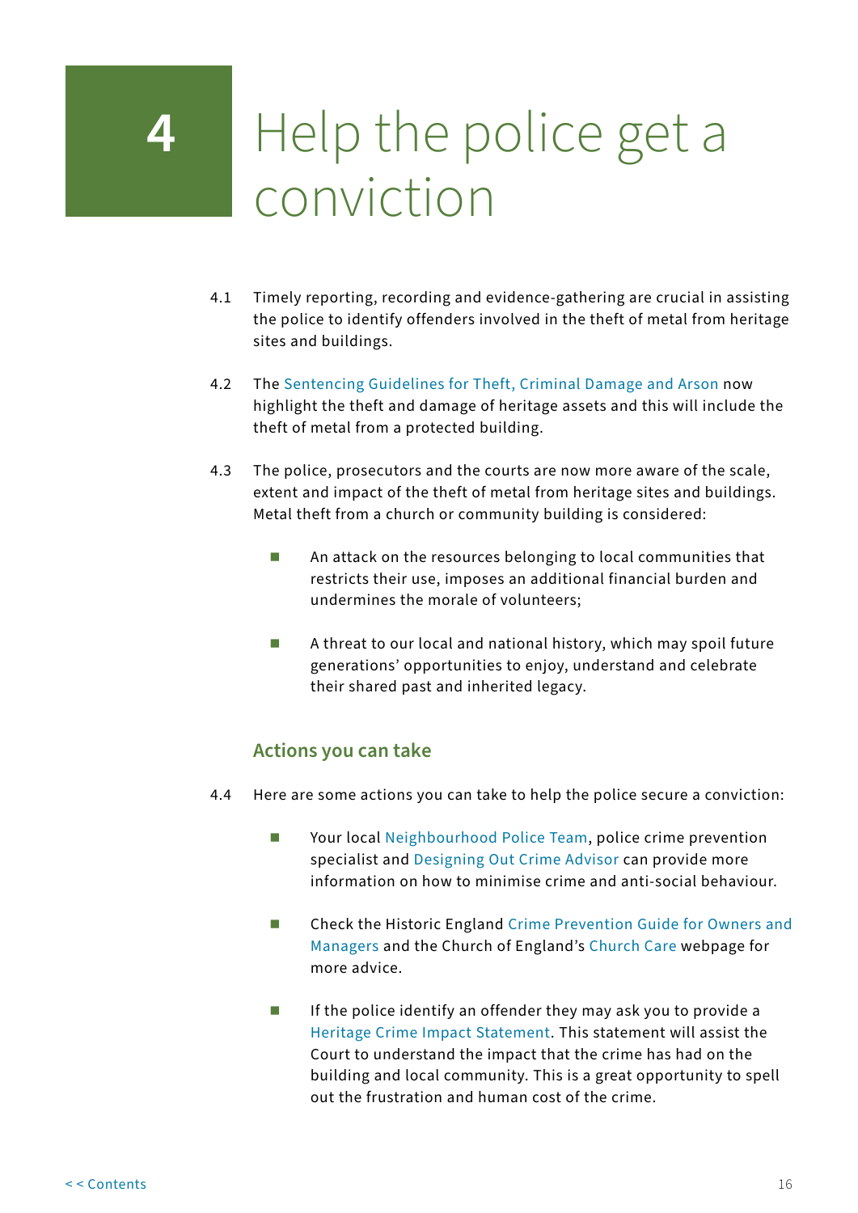# 4 Help the police get a conviction

4.1 Timely reporting, recording and evidence-gathering are crucial in assisting the police to identify offenders involved in the theft of metal from heritage sites and buildings.

4.2 The Sentencing Guidelines for Theft, Criminal Damage and Arson now highlight the theft and damage of heritage assets and this will include the theft of metal from a protected building.

4.3 The police, prosecutors and the courts are now more aware of the scale, extent and impact of the theft of metal from heritage sites and buildings. Metal theft from a church or community building is considered:

- An attack on the resources belonging to local communities that restricts their use, imposes an additional financial burden and undermines the morale of volunteers;
- A threat to our local and national history, which may spoil future generations' opportunities to enjoy, understand and celebrate their shared past and inherited legacy.

## Actions you can take

4.4 Here are some actions you can take to help the police secure a conviction:

- Your local Neighbourhood Police Team, police crime prevention specialist and Designing Out Crime Advisor can provide more information on how to minimise crime and anti-social behaviour.
- Check the Historic England Crime Prevention Guide for Owners and Managers and the Church of England's Church Care webpage for more advice.
- If the police identify an offender they may ask you to provide a Heritage Crime Impact Statement. This statement will assist the Court to understand the impact that the crime has had on the building and local community. This is a great opportunity to spell out the frustration and human cost of the crime.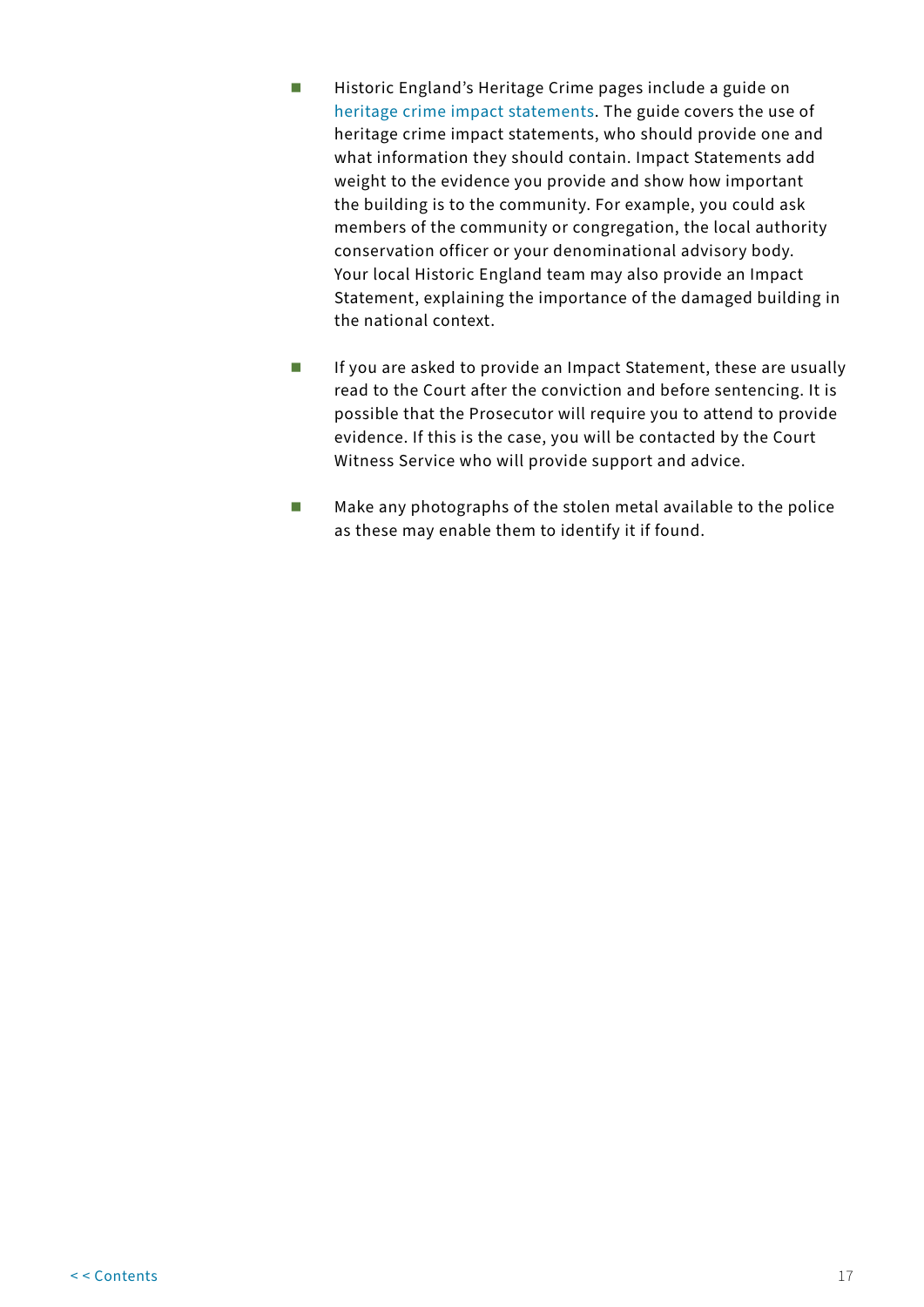- Historic England's Heritage Crime pages include a guide on heritage crime impact statements. The guide covers the use of heritage crime impact statements, who should provide one and what information they should contain. Impact Statements add weight to the evidence you provide and show how important the building is to the community. For example, you could ask members of the community or congregation, the local authority conservation officer or your denominational advisory body. Your local Historic England team may also provide an Impact Statement, explaining the importance of the damaged building in the national context.

- If you are asked to provide an Impact Statement, these are usually read to the Court after the conviction and before sentencing. It is possible that the Prosecutor will require you to attend to provide evidence. If this is the case, you will be contacted by the Court Witness Service who will provide support and advice.

- Make any photographs of the stolen metal available to the police as these may enable them to identify it if found.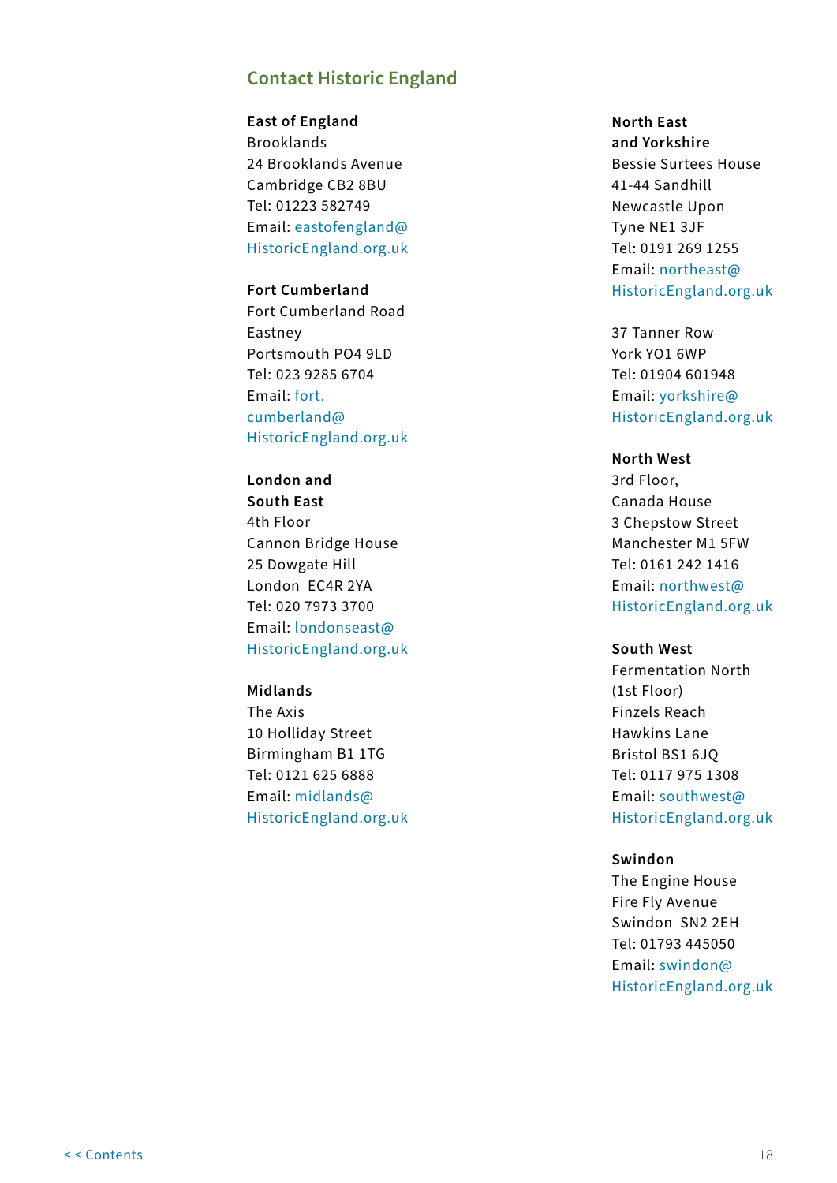## Contact Historic England

**East of England**
Brooklands
24 Brooklands Avenue
Cambridge CB2 8BU
Tel: 01223 582749
Email: eastofengland@HistoricEngland.org.uk

**Fort Cumberland**
Fort Cumberland Road
Eastney
Portsmouth PO4 9LD
Tel: 023 9285 6704
Email: fort.cumberland@HistoricEngland.org.uk

**London and South East**
4th Floor
Cannon Bridge House
25 Dowgate Hill
London EC4R 2YA
Tel: 020 7973 3700
Email: londonseast@HistoricEngland.org.uk

**Midlands**
The Axis
10 Holliday Street
Birmingham B1 1TG
Tel: 0121 625 6888
Email: midlands@HistoricEngland.org.uk

**North East and Yorkshire**
Bessie Surtees House
41-44 Sandhill
Newcastle Upon Tyne NE1 3JF
Tel: 0191 269 1255
Email: northeast@HistoricEngland.org.uk

37 Tanner Row
York YO1 6WP
Tel: 01904 601948
Email: yorkshire@HistoricEngland.org.uk

**North West**
3rd Floor,
Canada House
3 Chepstow Street
Manchester M1 5FW
Tel: 0161 242 1416
Email: northwest@HistoricEngland.org.uk

**South West**
Fermentation North
(1st Floor)
Finzels Reach
Hawkins Lane
Bristol BS1 6JQ
Tel: 0117 975 1308
Email: southwest@HistoricEngland.org.uk

**Swindon**
The Engine House
Fire Fly Avenue
Swindon SN2 2EH
Tel: 01793 445050
Email: swindon@HistoricEngland.org.uk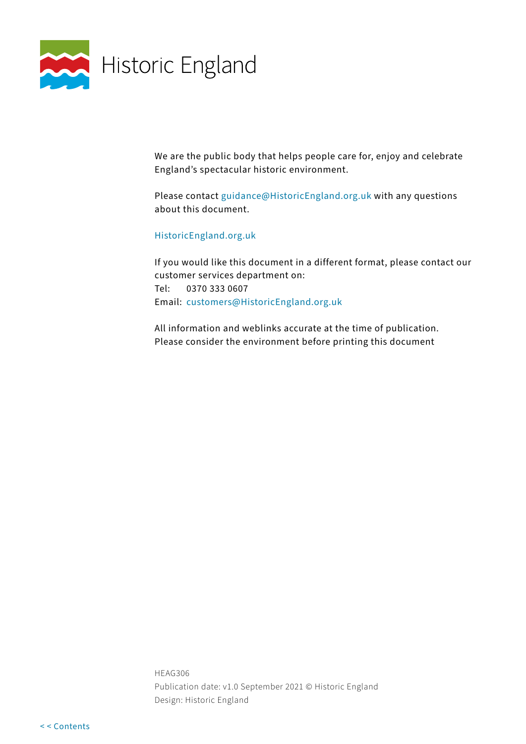Historic England

We are the public body that helps people care for, enjoy and celebrate England's spectacular historic environment.

Please contact guidance@HistoricEngland.org.uk with any questions about this document.

HistoricEngland.org.uk

If you would like this document in a different format, please contact our customer services department on:
Tel: 0370 333 0607
Email: customers@HistoricEngland.org.uk

All information and weblinks accurate at the time of publication.
Please consider the environment before printing this document

HEAG306
Publication date: v1.0 September 2021 © Historic England
Design: Historic England